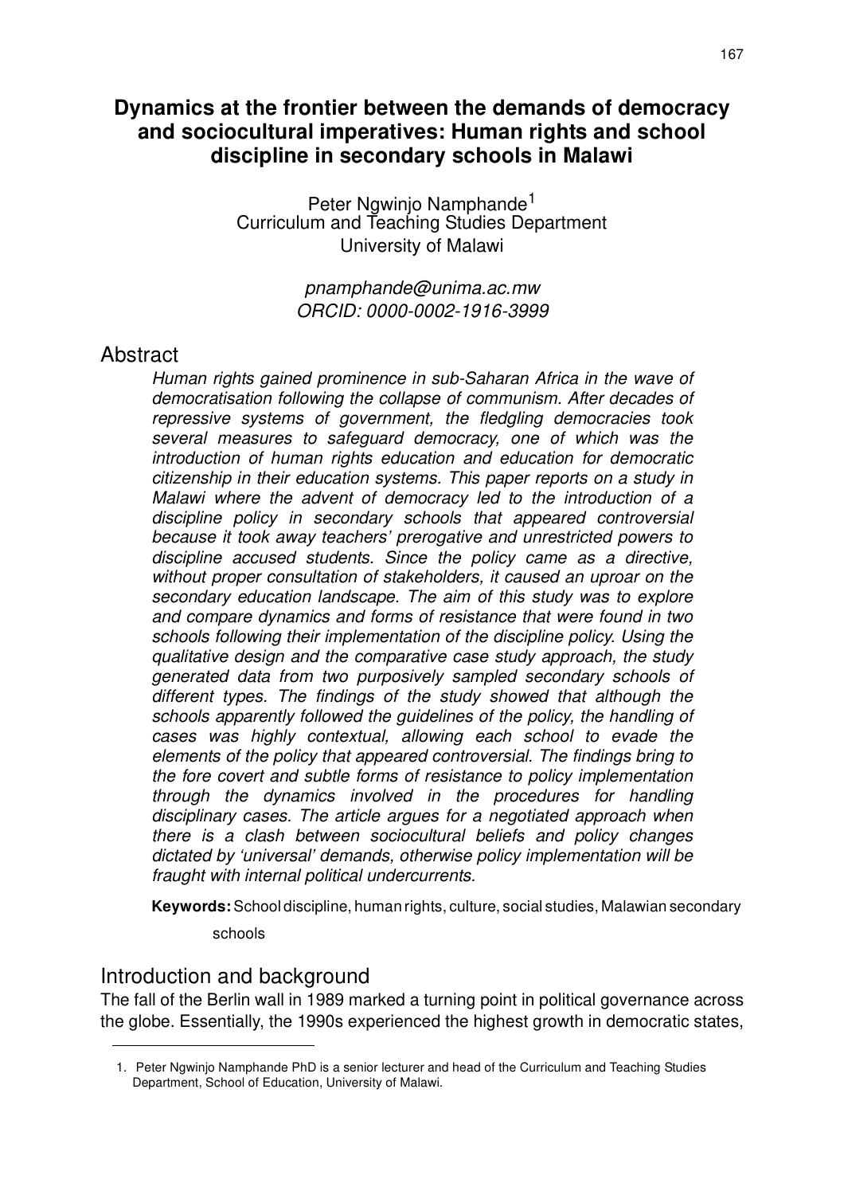# Dynamics at the frontier between the demands of democracy and sociocultural imperatives: Human rights and school discipline in secondary schools in Malawi

Peter Ngwinjo Namphande[1]
Curriculum and Teaching Studies Department
University of Malawi

*pnamphande@unima.ac.mw*
*ORCID: 0000-0002-1916-3999*

## Abstract

*Human rights gained prominence in sub-Saharan Africa in the wave of democratisation following the collapse of communism. After decades of repressive systems of government, the fledgling democracies took several measures to safeguard democracy, one of which was the introduction of human rights education and education for democratic citizenship in their education systems. This paper reports on a study in Malawi where the advent of democracy led to the introduction of a discipline policy in secondary schools that appeared controversial because it took away teachers' prerogative and unrestricted powers to discipline accused students. Since the policy came as a directive, without proper consultation of stakeholders, it caused an uproar on the secondary education landscape. The aim of this study was to explore and compare dynamics and forms of resistance that were found in two schools following their implementation of the discipline policy. Using the qualitative design and the comparative case study approach, the study generated data from two purposively sampled secondary schools of different types. The findings of the study showed that although the schools apparently followed the guidelines of the policy, the handling of cases was highly contextual, allowing each school to evade the elements of the policy that appeared controversial. The findings bring to the fore covert and subtle forms of resistance to policy implementation through the dynamics involved in the procedures for handling disciplinary cases. The article argues for a negotiated approach when there is a clash between sociocultural beliefs and policy changes dictated by 'universal' demands, otherwise policy implementation will be fraught with internal political undercurrents.*

**Keywords:** School discipline, human rights, culture, social studies, Malawian secondary schools

## Introduction and background

The fall of the Berlin wall in 1989 marked a turning point in political governance across the globe. Essentially, the 1990s experienced the highest growth in democratic states,

[1] Peter Ngwinjo Namphande PhD is a senior lecturer and head of the Curriculum and Teaching Studies Department, School of Education, University of Malawi.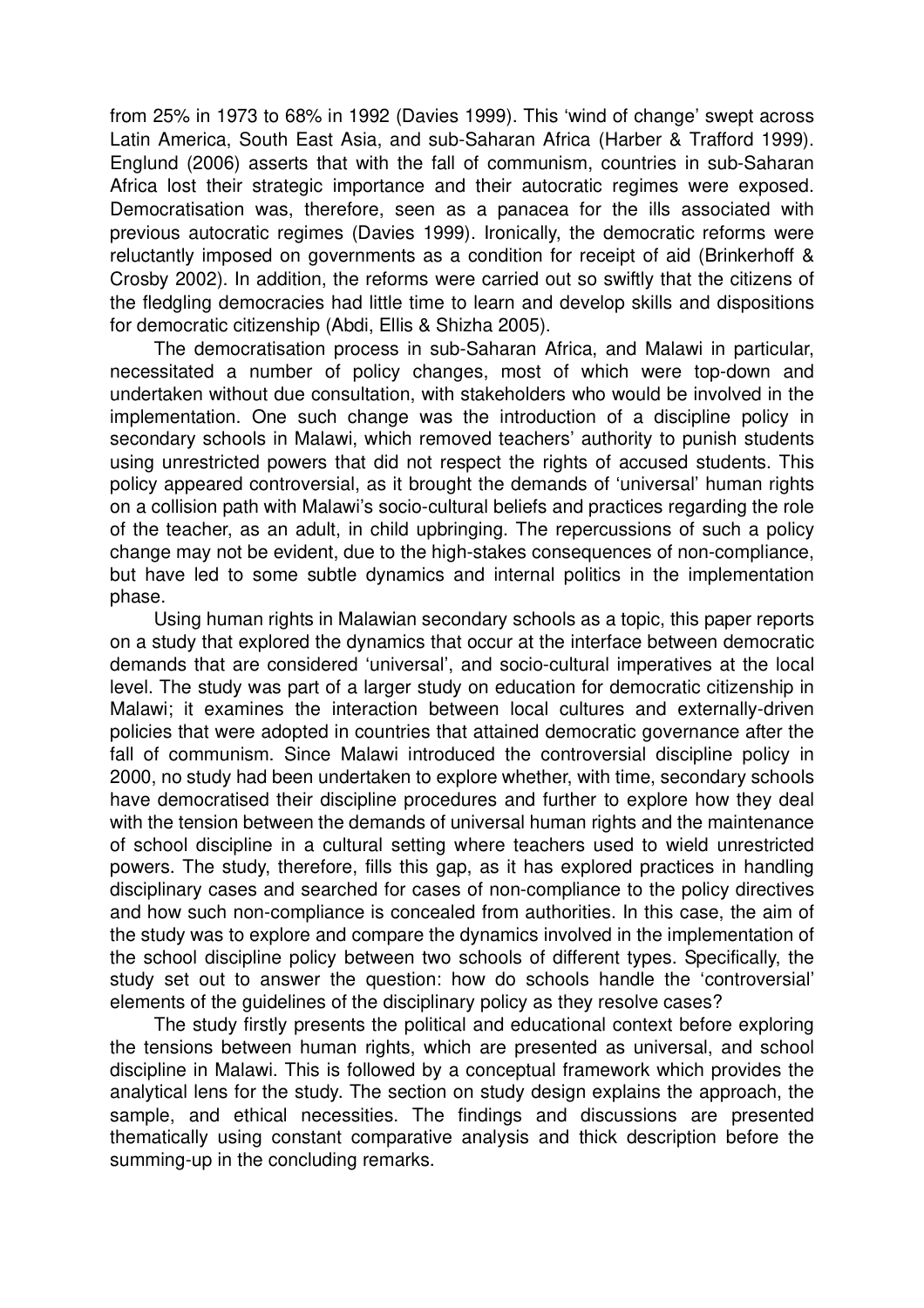from 25% in 1973 to 68% in 1992 (Davies 1999). This 'wind of change' swept across Latin America, South East Asia, and sub-Saharan Africa (Harber & Trafford 1999). Englund (2006) asserts that with the fall of communism, countries in sub-Saharan Africa lost their strategic importance and their autocratic regimes were exposed. Democratisation was, therefore, seen as a panacea for the ills associated with previous autocratic regimes (Davies 1999). Ironically, the democratic reforms were reluctantly imposed on governments as a condition for receipt of aid (Brinkerhoff & Crosby 2002). In addition, the reforms were carried out so swiftly that the citizens of the fledgling democracies had little time to learn and develop skills and dispositions for democratic citizenship (Abdi, Ellis & Shizha 2005).

The democratisation process in sub-Saharan Africa, and Malawi in particular, necessitated a number of policy changes, most of which were top-down and undertaken without due consultation, with stakeholders who would be involved in the implementation. One such change was the introduction of a discipline policy in secondary schools in Malawi, which removed teachers' authority to punish students using unrestricted powers that did not respect the rights of accused students. This policy appeared controversial, as it brought the demands of 'universal' human rights on a collision path with Malawi's socio-cultural beliefs and practices regarding the role of the teacher, as an adult, in child upbringing. The repercussions of such a policy change may not be evident, due to the high-stakes consequences of non-compliance, but have led to some subtle dynamics and internal politics in the implementation phase.

Using human rights in Malawian secondary schools as a topic, this paper reports on a study that explored the dynamics that occur at the interface between democratic demands that are considered 'universal', and socio-cultural imperatives at the local level. The study was part of a larger study on education for democratic citizenship in Malawi; it examines the interaction between local cultures and externally-driven policies that were adopted in countries that attained democratic governance after the fall of communism. Since Malawi introduced the controversial discipline policy in 2000, no study had been undertaken to explore whether, with time, secondary schools have democratised their discipline procedures and further to explore how they deal with the tension between the demands of universal human rights and the maintenance of school discipline in a cultural setting where teachers used to wield unrestricted powers. The study, therefore, fills this gap, as it has explored practices in handling disciplinary cases and searched for cases of non-compliance to the policy directives and how such non-compliance is concealed from authorities. In this case, the aim of the study was to explore and compare the dynamics involved in the implementation of the school discipline policy between two schools of different types. Specifically, the study set out to answer the question: how do schools handle the 'controversial' elements of the guidelines of the disciplinary policy as they resolve cases?

The study firstly presents the political and educational context before exploring the tensions between human rights, which are presented as universal, and school discipline in Malawi. This is followed by a conceptual framework which provides the analytical lens for the study. The section on study design explains the approach, the sample, and ethical necessities. The findings and discussions are presented thematically using constant comparative analysis and thick description before the summing-up in the concluding remarks.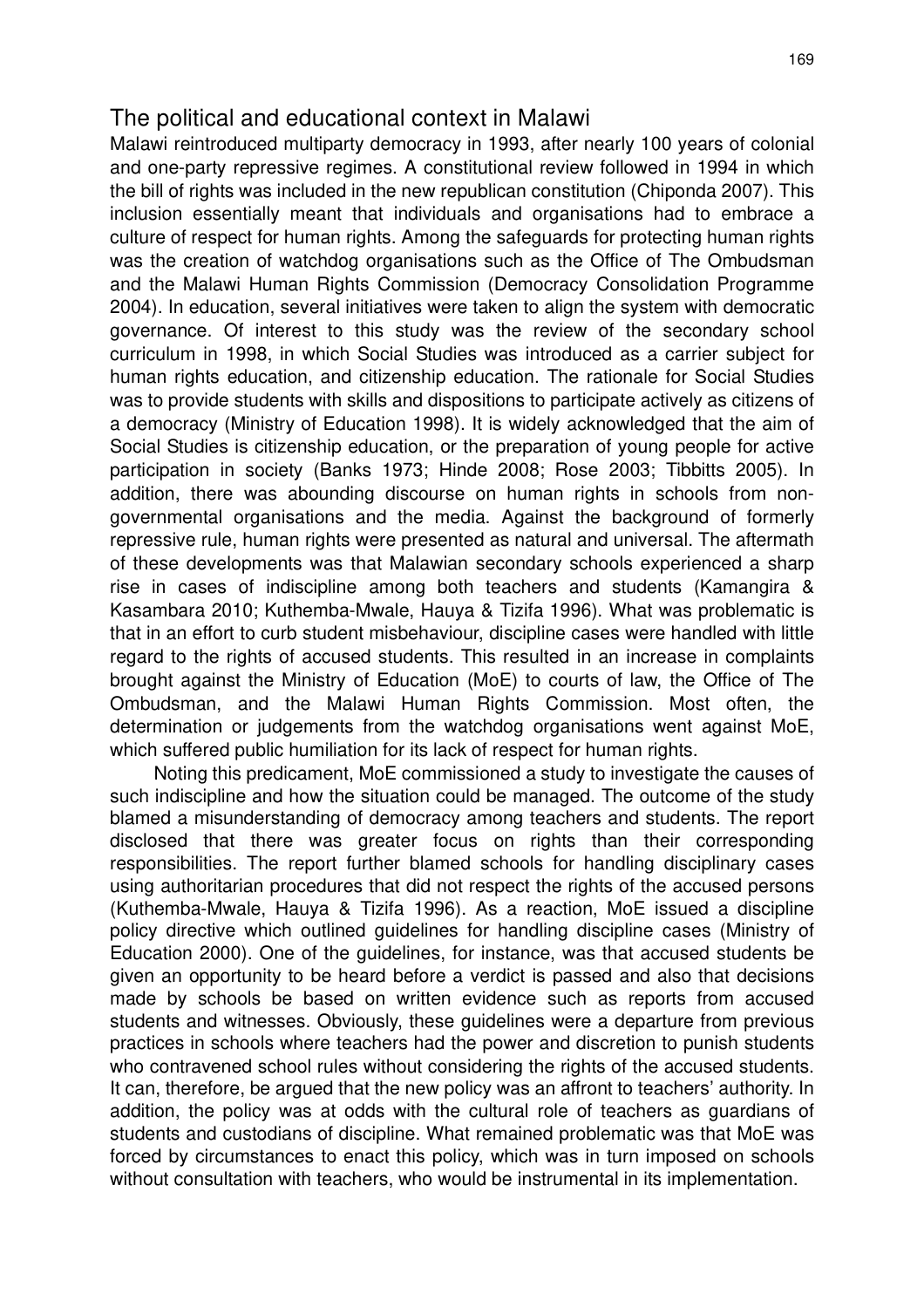## The political and educational context in Malawi

Malawi reintroduced multiparty democracy in 1993, after nearly 100 years of colonial and one-party repressive regimes. A constitutional review followed in 1994 in which the bill of rights was included in the new republican constitution (Chiponda 2007). This inclusion essentially meant that individuals and organisations had to embrace a culture of respect for human rights. Among the safeguards for protecting human rights was the creation of watchdog organisations such as the Office of The Ombudsman and the Malawi Human Rights Commission (Democracy Consolidation Programme 2004). In education, several initiatives were taken to align the system with democratic governance. Of interest to this study was the review of the secondary school curriculum in 1998, in which Social Studies was introduced as a carrier subject for human rights education, and citizenship education. The rationale for Social Studies was to provide students with skills and dispositions to participate actively as citizens of a democracy (Ministry of Education 1998). It is widely acknowledged that the aim of Social Studies is citizenship education, or the preparation of young people for active participation in society (Banks 1973; Hinde 2008; Rose 2003; Tibbitts 2005). In addition, there was abounding discourse on human rights in schools from non-governmental organisations and the media. Against the background of formerly repressive rule, human rights were presented as natural and universal. The aftermath of these developments was that Malawian secondary schools experienced a sharp rise in cases of indiscipline among both teachers and students (Kamangira & Kasambara 2010; Kuthemba-Mwale, Hauya & Tizifa 1996). What was problematic is that in an effort to curb student misbehaviour, discipline cases were handled with little regard to the rights of accused students. This resulted in an increase in complaints brought against the Ministry of Education (MoE) to courts of law, the Office of The Ombudsman, and the Malawi Human Rights Commission. Most often, the determination or judgements from the watchdog organisations went against MoE, which suffered public humiliation for its lack of respect for human rights.

Noting this predicament, MoE commissioned a study to investigate the causes of such indiscipline and how the situation could be managed. The outcome of the study blamed a misunderstanding of democracy among teachers and students. The report disclosed that there was greater focus on rights than their corresponding responsibilities. The report further blamed schools for handling disciplinary cases using authoritarian procedures that did not respect the rights of the accused persons (Kuthemba-Mwale, Hauya & Tizifa 1996). As a reaction, MoE issued a discipline policy directive which outlined guidelines for handling discipline cases (Ministry of Education 2000). One of the guidelines, for instance, was that accused students be given an opportunity to be heard before a verdict is passed and also that decisions made by schools be based on written evidence such as reports from accused students and witnesses. Obviously, these guidelines were a departure from previous practices in schools where teachers had the power and discretion to punish students who contravened school rules without considering the rights of the accused students. It can, therefore, be argued that the new policy was an affront to teachers' authority. In addition, the policy was at odds with the cultural role of teachers as guardians of students and custodians of discipline. What remained problematic was that MoE was forced by circumstances to enact this policy, which was in turn imposed on schools without consultation with teachers, who would be instrumental in its implementation.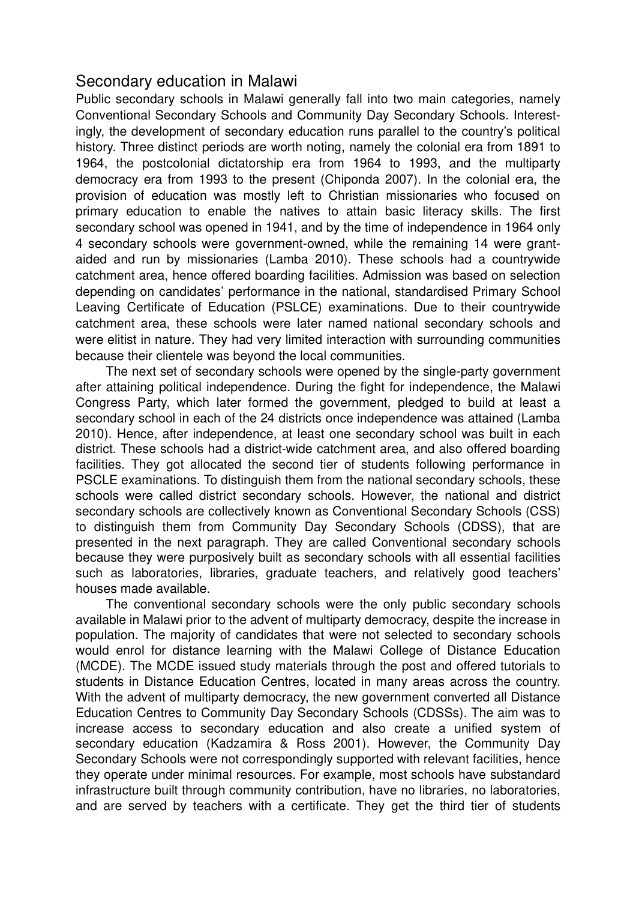## Secondary education in Malawi

Public secondary schools in Malawi generally fall into two main categories, namely Conventional Secondary Schools and Community Day Secondary Schools. Interestingly, the development of secondary education runs parallel to the country's political history. Three distinct periods are worth noting, namely the colonial era from 1891 to 1964, the postcolonial dictatorship era from 1964 to 1993, and the multiparty democracy era from 1993 to the present (Chiponda 2007). In the colonial era, the provision of education was mostly left to Christian missionaries who focused on primary education to enable the natives to attain basic literacy skills. The first secondary school was opened in 1941, and by the time of independence in 1964 only 4 secondary schools were government-owned, while the remaining 14 were grant-aided and run by missionaries (Lamba 2010). These schools had a countrywide catchment area, hence offered boarding facilities. Admission was based on selection depending on candidates' performance in the national, standardised Primary School Leaving Certificate of Education (PSLCE) examinations. Due to their countrywide catchment area, these schools were later named national secondary schools and were elitist in nature. They had very limited interaction with surrounding communities because their clientele was beyond the local communities.

The next set of secondary schools were opened by the single-party government after attaining political independence. During the fight for independence, the Malawi Congress Party, which later formed the government, pledged to build at least a secondary school in each of the 24 districts once independence was attained (Lamba 2010). Hence, after independence, at least one secondary school was built in each district. These schools had a district-wide catchment area, and also offered boarding facilities. They got allocated the second tier of students following performance in PSCLE examinations. To distinguish them from the national secondary schools, these schools were called district secondary schools. However, the national and district secondary schools are collectively known as Conventional Secondary Schools (CSS) to distinguish them from Community Day Secondary Schools (CDSS), that are presented in the next paragraph. They are called Conventional secondary schools because they were purposively built as secondary schools with all essential facilities such as laboratories, libraries, graduate teachers, and relatively good teachers' houses made available.

The conventional secondary schools were the only public secondary schools available in Malawi prior to the advent of multiparty democracy, despite the increase in population. The majority of candidates that were not selected to secondary schools would enrol for distance learning with the Malawi College of Distance Education (MCDE). The MCDE issued study materials through the post and offered tutorials to students in Distance Education Centres, located in many areas across the country. With the advent of multiparty democracy, the new government converted all Distance Education Centres to Community Day Secondary Schools (CDSSs). The aim was to increase access to secondary education and also create a unified system of secondary education (Kadzamira & Ross 2001). However, the Community Day Secondary Schools were not correspondingly supported with relevant facilities, hence they operate under minimal resources. For example, most schools have substandard infrastructure built through community contribution, have no libraries, no laboratories, and are served by teachers with a certificate. They get the third tier of students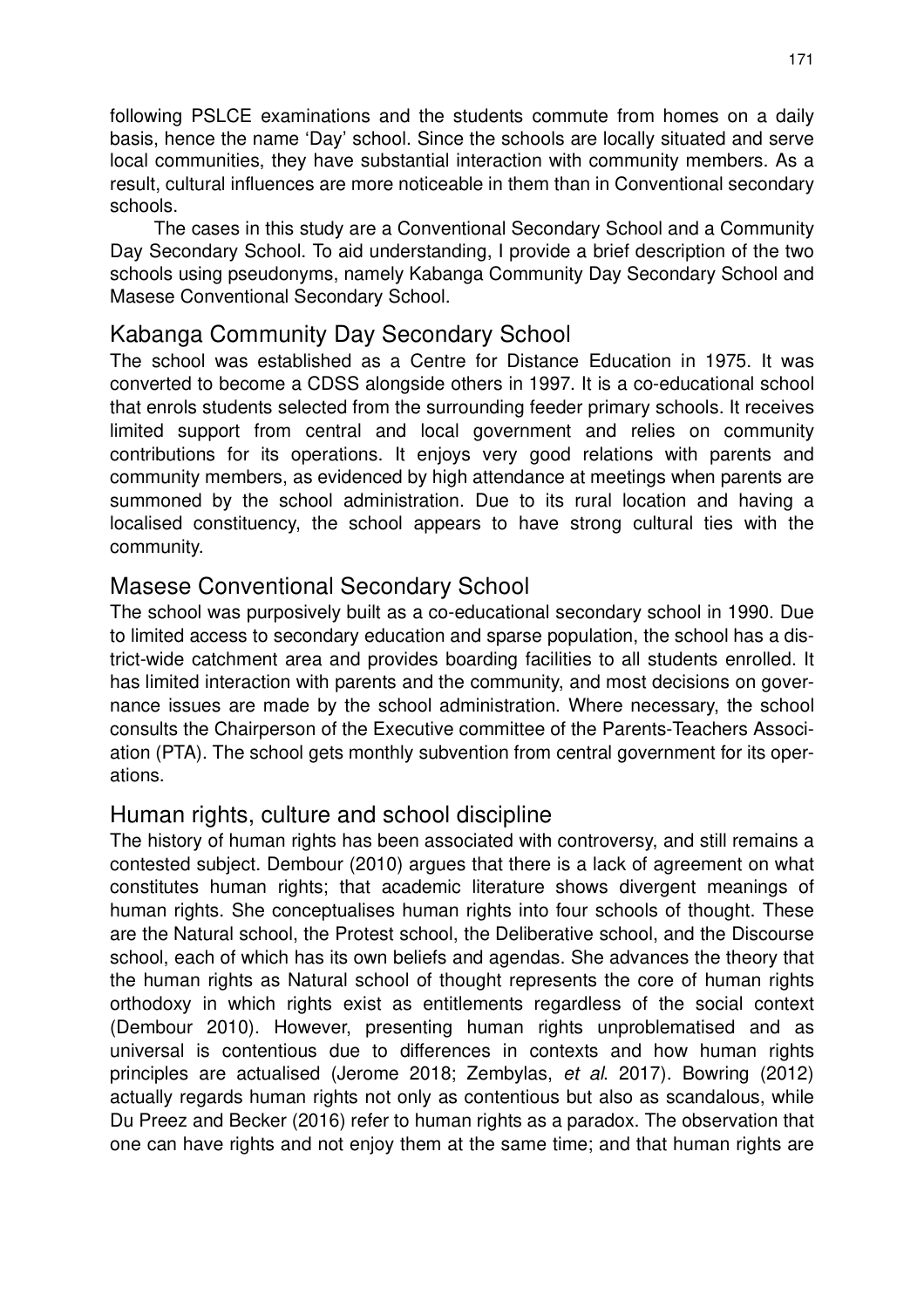following PSLCE examinations and the students commute from homes on a daily basis, hence the name 'Day' school. Since the schools are locally situated and serve local communities, they have substantial interaction with community members. As a result, cultural influences are more noticeable in them than in Conventional secondary schools.

The cases in this study are a Conventional Secondary School and a Community Day Secondary School. To aid understanding, I provide a brief description of the two schools using pseudonyms, namely Kabanga Community Day Secondary School and Masese Conventional Secondary School.

## Kabanga Community Day Secondary School

The school was established as a Centre for Distance Education in 1975. It was converted to become a CDSS alongside others in 1997. It is a co-educational school that enrols students selected from the surrounding feeder primary schools. It receives limited support from central and local government and relies on community contributions for its operations. It enjoys very good relations with parents and community members, as evidenced by high attendance at meetings when parents are summoned by the school administration. Due to its rural location and having a localised constituency, the school appears to have strong cultural ties with the community.

## Masese Conventional Secondary School

The school was purposively built as a co-educational secondary school in 1990. Due to limited access to secondary education and sparse population, the school has a district-wide catchment area and provides boarding facilities to all students enrolled. It has limited interaction with parents and the community, and most decisions on governance issues are made by the school administration. Where necessary, the school consults the Chairperson of the Executive committee of the Parents-Teachers Association (PTA). The school gets monthly subvention from central government for its operations.

## Human rights, culture and school discipline

The history of human rights has been associated with controversy, and still remains a contested subject. Dembour (2010) argues that there is a lack of agreement on what constitutes human rights; that academic literature shows divergent meanings of human rights. She conceptualises human rights into four schools of thought. These are the Natural school, the Protest school, the Deliberative school, and the Discourse school, each of which has its own beliefs and agendas. She advances the theory that the human rights as Natural school of thought represents the core of human rights orthodoxy in which rights exist as entitlements regardless of the social context (Dembour 2010). However, presenting human rights unproblematised and as universal is contentious due to differences in contexts and how human rights principles are actualised (Jerome 2018; Zembylas, *et al.* 2017). Bowring (2012) actually regards human rights not only as contentious but also as scandalous, while Du Preez and Becker (2016) refer to human rights as a paradox. The observation that one can have rights and not enjoy them at the same time; and that human rights are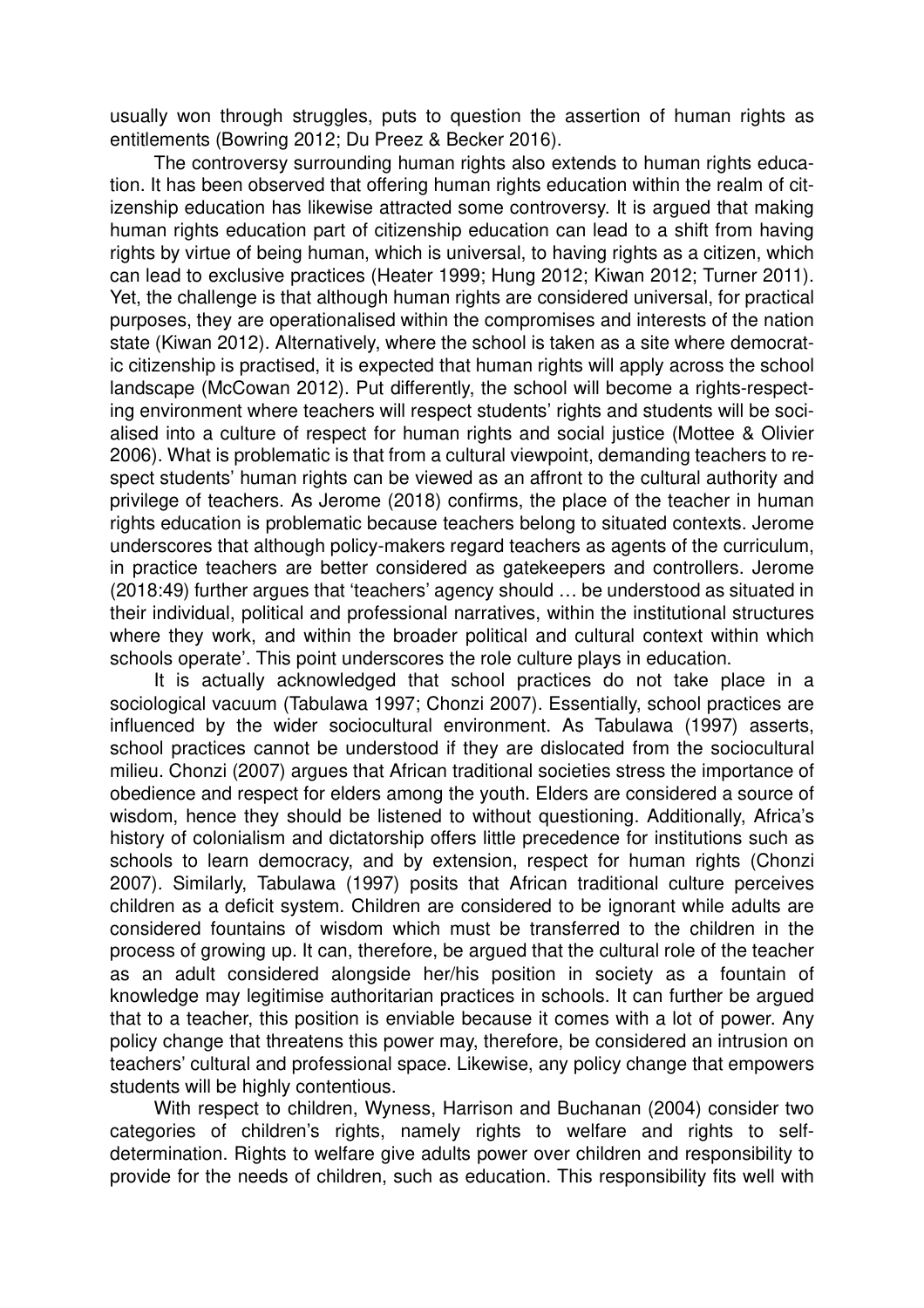usually won through struggles, puts to question the assertion of human rights as entitlements (Bowring 2012; Du Preez & Becker 2016).

The controversy surrounding human rights also extends to human rights education. It has been observed that offering human rights education within the realm of citizenship education has likewise attracted some controversy. It is argued that making human rights education part of citizenship education can lead to a shift from having rights by virtue of being human, which is universal, to having rights as a citizen, which can lead to exclusive practices (Heater 1999; Hung 2012; Kiwan 2012; Turner 2011). Yet, the challenge is that although human rights are considered universal, for practical purposes, they are operationalised within the compromises and interests of the nation state (Kiwan 2012). Alternatively, where the school is taken as a site where democratic citizenship is practised, it is expected that human rights will apply across the school landscape (McCowan 2012). Put differently, the school will become a rights-respecting environment where teachers will respect students' rights and students will be socialised into a culture of respect for human rights and social justice (Mottee & Olivier 2006). What is problematic is that from a cultural viewpoint, demanding teachers to respect students' human rights can be viewed as an affront to the cultural authority and privilege of teachers. As Jerome (2018) confirms, the place of the teacher in human rights education is problematic because teachers belong to situated contexts. Jerome underscores that although policy-makers regard teachers as agents of the curriculum, in practice teachers are better considered as gatekeepers and controllers. Jerome (2018:49) further argues that 'teachers' agency should … be understood as situated in their individual, political and professional narratives, within the institutional structures where they work, and within the broader political and cultural context within which schools operate'. This point underscores the role culture plays in education.

It is actually acknowledged that school practices do not take place in a sociological vacuum (Tabulawa 1997; Chonzi 2007). Essentially, school practices are influenced by the wider sociocultural environment. As Tabulawa (1997) asserts, school practices cannot be understood if they are dislocated from the sociocultural milieu. Chonzi (2007) argues that African traditional societies stress the importance of obedience and respect for elders among the youth. Elders are considered a source of wisdom, hence they should be listened to without questioning. Additionally, Africa's history of colonialism and dictatorship offers little precedence for institutions such as schools to learn democracy, and by extension, respect for human rights (Chonzi 2007). Similarly, Tabulawa (1997) posits that African traditional culture perceives children as a deficit system. Children are considered to be ignorant while adults are considered fountains of wisdom which must be transferred to the children in the process of growing up. It can, therefore, be argued that the cultural role of the teacher as an adult considered alongside her/his position in society as a fountain of knowledge may legitimise authoritarian practices in schools. It can further be argued that to a teacher, this position is enviable because it comes with a lot of power. Any policy change that threatens this power may, therefore, be considered an intrusion on teachers' cultural and professional space. Likewise, any policy change that empowers students will be highly contentious.

With respect to children, Wyness, Harrison and Buchanan (2004) consider two categories of children's rights, namely rights to welfare and rights to self-determination. Rights to welfare give adults power over children and responsibility to provide for the needs of children, such as education. This responsibility fits well with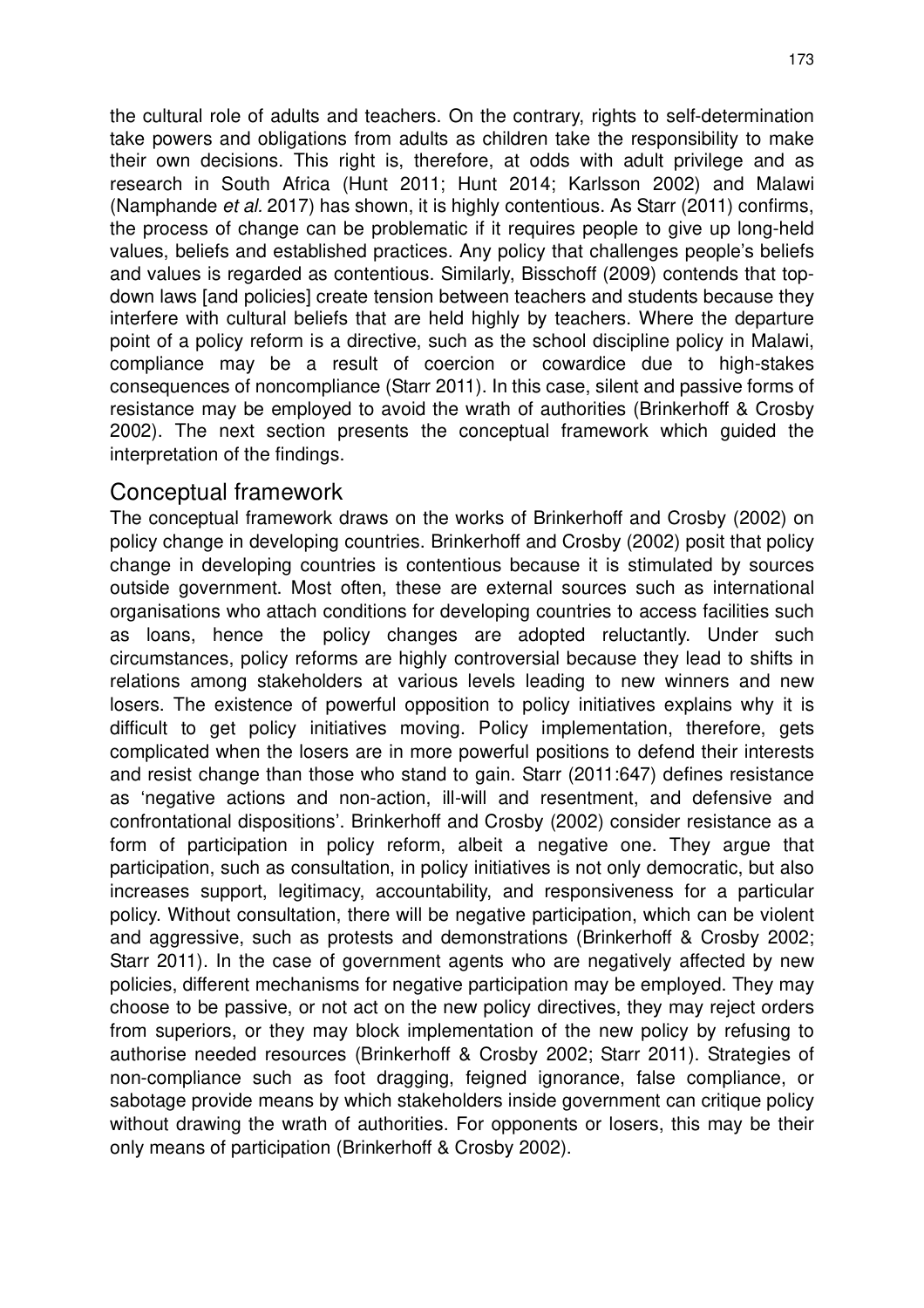the cultural role of adults and teachers. On the contrary, rights to self-determination take powers and obligations from adults as children take the responsibility to make their own decisions. This right is, therefore, at odds with adult privilege and as research in South Africa (Hunt 2011; Hunt 2014; Karlsson 2002) and Malawi (Namphande *et al*. 2017) has shown, it is highly contentious. As Starr (2011) confirms, the process of change can be problematic if it requires people to give up long-held values, beliefs and established practices. Any policy that challenges people's beliefs and values is regarded as contentious. Similarly, Bisschoff (2009) contends that top-down laws [and policies] create tension between teachers and students because they interfere with cultural beliefs that are held highly by teachers. Where the departure point of a policy reform is a directive, such as the school discipline policy in Malawi, compliance may be a result of coercion or cowardice due to high-stakes consequences of noncompliance (Starr 2011). In this case, silent and passive forms of resistance may be employed to avoid the wrath of authorities (Brinkerhoff & Crosby 2002). The next section presents the conceptual framework which guided the interpretation of the findings.

## Conceptual framework

The conceptual framework draws on the works of Brinkerhoff and Crosby (2002) on policy change in developing countries. Brinkerhoff and Crosby (2002) posit that policy change in developing countries is contentious because it is stimulated by sources outside government. Most often, these are external sources such as international organisations who attach conditions for developing countries to access facilities such as loans, hence the policy changes are adopted reluctantly. Under such circumstances, policy reforms are highly controversial because they lead to shifts in relations among stakeholders at various levels leading to new winners and new losers. The existence of powerful opposition to policy initiatives explains why it is difficult to get policy initiatives moving. Policy implementation, therefore, gets complicated when the losers are in more powerful positions to defend their interests and resist change than those who stand to gain. Starr (2011:647) defines resistance as 'negative actions and non-action, ill-will and resentment, and defensive and confrontational dispositions'. Brinkerhoff and Crosby (2002) consider resistance as a form of participation in policy reform, albeit a negative one. They argue that participation, such as consultation, in policy initiatives is not only democratic, but also increases support, legitimacy, accountability, and responsiveness for a particular policy. Without consultation, there will be negative participation, which can be violent and aggressive, such as protests and demonstrations (Brinkerhoff & Crosby 2002; Starr 2011). In the case of government agents who are negatively affected by new policies, different mechanisms for negative participation may be employed. They may choose to be passive, or not act on the new policy directives, they may reject orders from superiors, or they may block implementation of the new policy by refusing to authorise needed resources (Brinkerhoff & Crosby 2002; Starr 2011). Strategies of non-compliance such as foot dragging, feigned ignorance, false compliance, or sabotage provide means by which stakeholders inside government can critique policy without drawing the wrath of authorities. For opponents or losers, this may be their only means of participation (Brinkerhoff & Crosby 2002).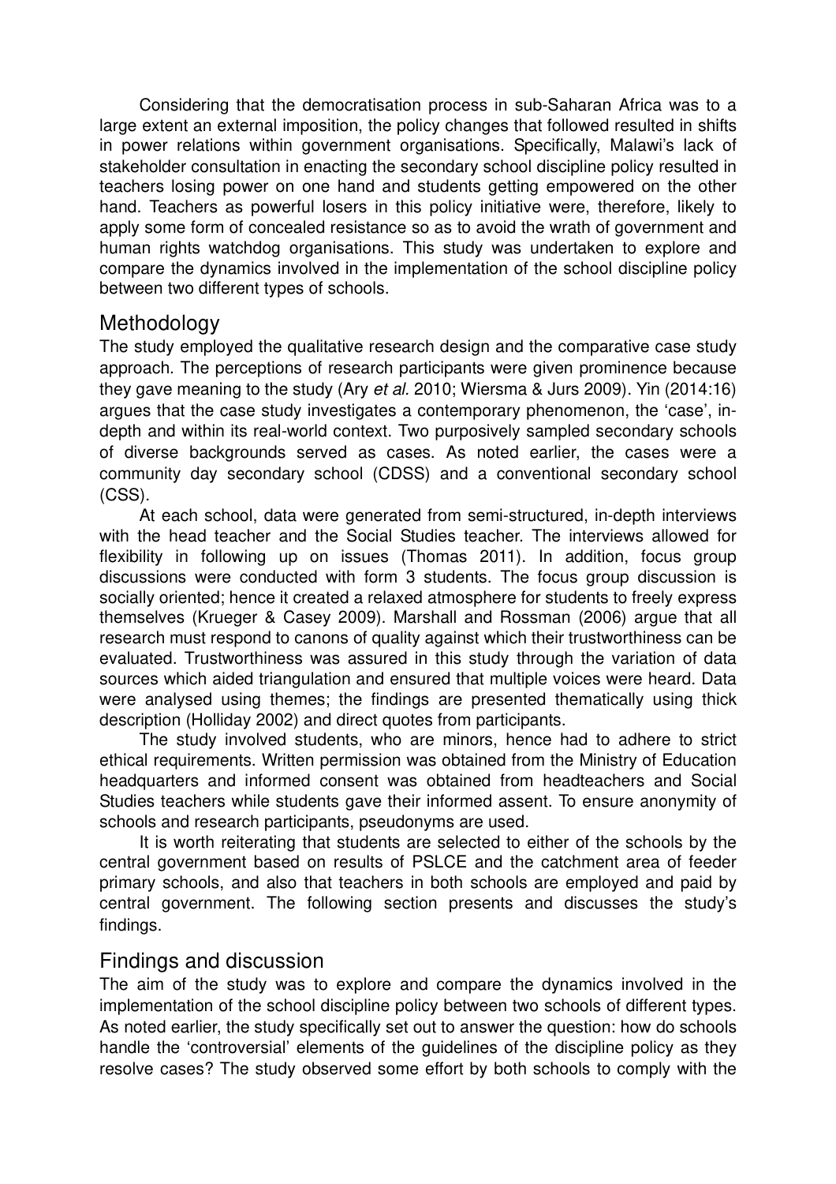Considering that the democratisation process in sub-Saharan Africa was to a large extent an external imposition, the policy changes that followed resulted in shifts in power relations within government organisations. Specifically, Malawi's lack of stakeholder consultation in enacting the secondary school discipline policy resulted in teachers losing power on one hand and students getting empowered on the other hand. Teachers as powerful losers in this policy initiative were, therefore, likely to apply some form of concealed resistance so as to avoid the wrath of government and human rights watchdog organisations. This study was undertaken to explore and compare the dynamics involved in the implementation of the school discipline policy between two different types of schools.

## Methodology

The study employed the qualitative research design and the comparative case study approach. The perceptions of research participants were given prominence because they gave meaning to the study (Ary *et al.* 2010; Wiersma & Jurs 2009). Yin (2014:16) argues that the case study investigates a contemporary phenomenon, the 'case', in-depth and within its real-world context. Two purposively sampled secondary schools of diverse backgrounds served as cases. As noted earlier, the cases were a community day secondary school (CDSS) and a conventional secondary school (CSS).

At each school, data were generated from semi-structured, in-depth interviews with the head teacher and the Social Studies teacher. The interviews allowed for flexibility in following up on issues (Thomas 2011). In addition, focus group discussions were conducted with form 3 students. The focus group discussion is socially oriented; hence it created a relaxed atmosphere for students to freely express themselves (Krueger & Casey 2009). Marshall and Rossman (2006) argue that all research must respond to canons of quality against which their trustworthiness can be evaluated. Trustworthiness was assured in this study through the variation of data sources which aided triangulation and ensured that multiple voices were heard. Data were analysed using themes; the findings are presented thematically using thick description (Holliday 2002) and direct quotes from participants.

The study involved students, who are minors, hence had to adhere to strict ethical requirements. Written permission was obtained from the Ministry of Education headquarters and informed consent was obtained from headteachers and Social Studies teachers while students gave their informed assent. To ensure anonymity of schools and research participants, pseudonyms are used.

It is worth reiterating that students are selected to either of the schools by the central government based on results of PSLCE and the catchment area of feeder primary schools, and also that teachers in both schools are employed and paid by central government. The following section presents and discusses the study's findings.

## Findings and discussion

The aim of the study was to explore and compare the dynamics involved in the implementation of the school discipline policy between two schools of different types. As noted earlier, the study specifically set out to answer the question: how do schools handle the 'controversial' elements of the guidelines of the discipline policy as they resolve cases? The study observed some effort by both schools to comply with the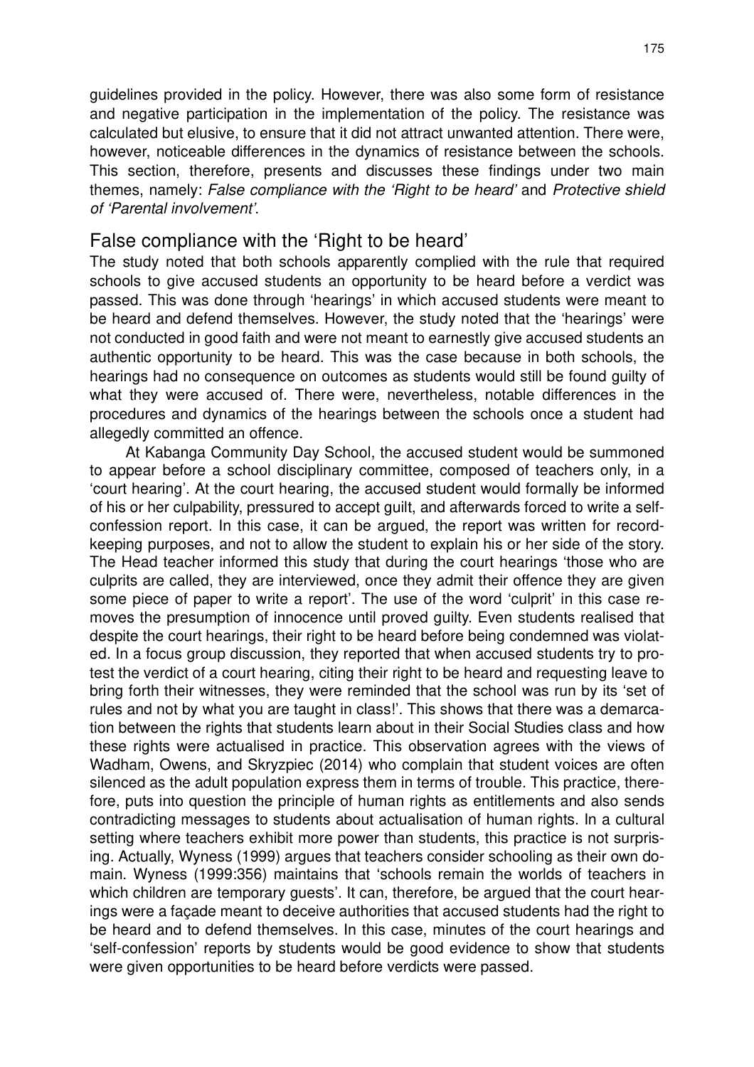guidelines provided in the policy. However, there was also some form of resistance and negative participation in the implementation of the policy. The resistance was calculated but elusive, to ensure that it did not attract unwanted attention. There were, however, noticeable differences in the dynamics of resistance between the schools. This section, therefore, presents and discusses these findings under two main themes, namely: *False compliance with the 'Right to be heard'* and *Protective shield of 'Parental involvement'*.

## False compliance with the 'Right to be heard'

The study noted that both schools apparently complied with the rule that required schools to give accused students an opportunity to be heard before a verdict was passed. This was done through 'hearings' in which accused students were meant to be heard and defend themselves. However, the study noted that the 'hearings' were not conducted in good faith and were not meant to earnestly give accused students an authentic opportunity to be heard. This was the case because in both schools, the hearings had no consequence on outcomes as students would still be found guilty of what they were accused of. There were, nevertheless, notable differences in the procedures and dynamics of the hearings between the schools once a student had allegedly committed an offence.

At Kabanga Community Day School, the accused student would be summoned to appear before a school disciplinary committee, composed of teachers only, in a 'court hearing'. At the court hearing, the accused student would formally be informed of his or her culpability, pressured to accept guilt, and afterwards forced to write a self-confession report. In this case, it can be argued, the report was written for record-keeping purposes, and not to allow the student to explain his or her side of the story. The Head teacher informed this study that during the court hearings 'those who are culprits are called, they are interviewed, once they admit their offence they are given some piece of paper to write a report'. The use of the word 'culprit' in this case removes the presumption of innocence until proved guilty. Even students realised that despite the court hearings, their right to be heard before being condemned was violated. In a focus group discussion, they reported that when accused students try to protest the verdict of a court hearing, citing their right to be heard and requesting leave to bring forth their witnesses, they were reminded that the school was run by its 'set of rules and not by what you are taught in class!'. This shows that there was a demarcation between the rights that students learn about in their Social Studies class and how these rights were actualised in practice. This observation agrees with the views of Wadham, Owens, and Skryzpiec (2014) who complain that student voices are often silenced as the adult population express them in terms of trouble. This practice, therefore, puts into question the principle of human rights as entitlements and also sends contradicting messages to students about actualisation of human rights. In a cultural setting where teachers exhibit more power than students, this practice is not surprising. Actually, Wyness (1999) argues that teachers consider schooling as their own domain. Wyness (1999:356) maintains that 'schools remain the worlds of teachers in which children are temporary guests'. It can, therefore, be argued that the court hearings were a façade meant to deceive authorities that accused students had the right to be heard and to defend themselves. In this case, minutes of the court hearings and 'self-confession' reports by students would be good evidence to show that students were given opportunities to be heard before verdicts were passed.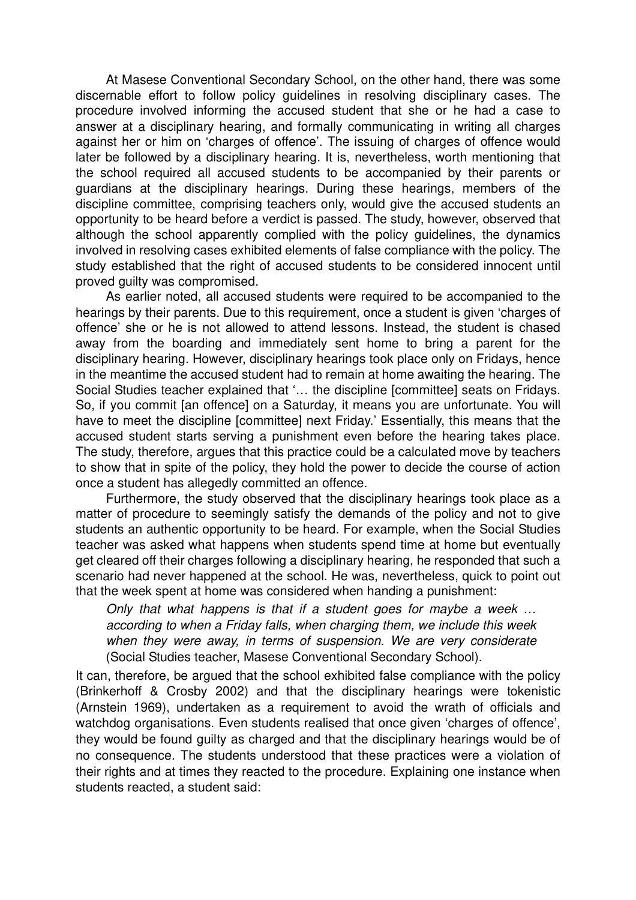At Masese Conventional Secondary School, on the other hand, there was some discernable effort to follow policy guidelines in resolving disciplinary cases. The procedure involved informing the accused student that she or he had a case to answer at a disciplinary hearing, and formally communicating in writing all charges against her or him on 'charges of offence'. The issuing of charges of offence would later be followed by a disciplinary hearing. It is, nevertheless, worth mentioning that the school required all accused students to be accompanied by their parents or guardians at the disciplinary hearings. During these hearings, members of the discipline committee, comprising teachers only, would give the accused students an opportunity to be heard before a verdict is passed. The study, however, observed that although the school apparently complied with the policy guidelines, the dynamics involved in resolving cases exhibited elements of false compliance with the policy. The study established that the right of accused students to be considered innocent until proved guilty was compromised.

As earlier noted, all accused students were required to be accompanied to the hearings by their parents. Due to this requirement, once a student is given 'charges of offence' she or he is not allowed to attend lessons. Instead, the student is chased away from the boarding and immediately sent home to bring a parent for the disciplinary hearing. However, disciplinary hearings took place only on Fridays, hence in the meantime the accused student had to remain at home awaiting the hearing. The Social Studies teacher explained that '… the discipline [committee] seats on Fridays. So, if you commit [an offence] on a Saturday, it means you are unfortunate. You will have to meet the discipline [committee] next Friday.' Essentially, this means that the accused student starts serving a punishment even before the hearing takes place. The study, therefore, argues that this practice could be a calculated move by teachers to show that in spite of the policy, they hold the power to decide the course of action once a student has allegedly committed an offence.

Furthermore, the study observed that the disciplinary hearings took place as a matter of procedure to seemingly satisfy the demands of the policy and not to give students an authentic opportunity to be heard. For example, when the Social Studies teacher was asked what happens when students spend time at home but eventually get cleared off their charges following a disciplinary hearing, he responded that such a scenario had never happened at the school. He was, nevertheless, quick to point out that the week spent at home was considered when handing a punishment:

> *Only that what happens is that if a student goes for maybe a week … according to when a Friday falls, when charging them, we include this week when they were away, in terms of suspension. We are very considerate* (Social Studies teacher, Masese Conventional Secondary School).

It can, therefore, be argued that the school exhibited false compliance with the policy (Brinkerhoff & Crosby 2002) and that the disciplinary hearings were tokenistic (Arnstein 1969), undertaken as a requirement to avoid the wrath of officials and watchdog organisations. Even students realised that once given 'charges of offence', they would be found guilty as charged and that the disciplinary hearings would be of no consequence. The students understood that these practices were a violation of their rights and at times they reacted to the procedure. Explaining one instance when students reacted, a student said: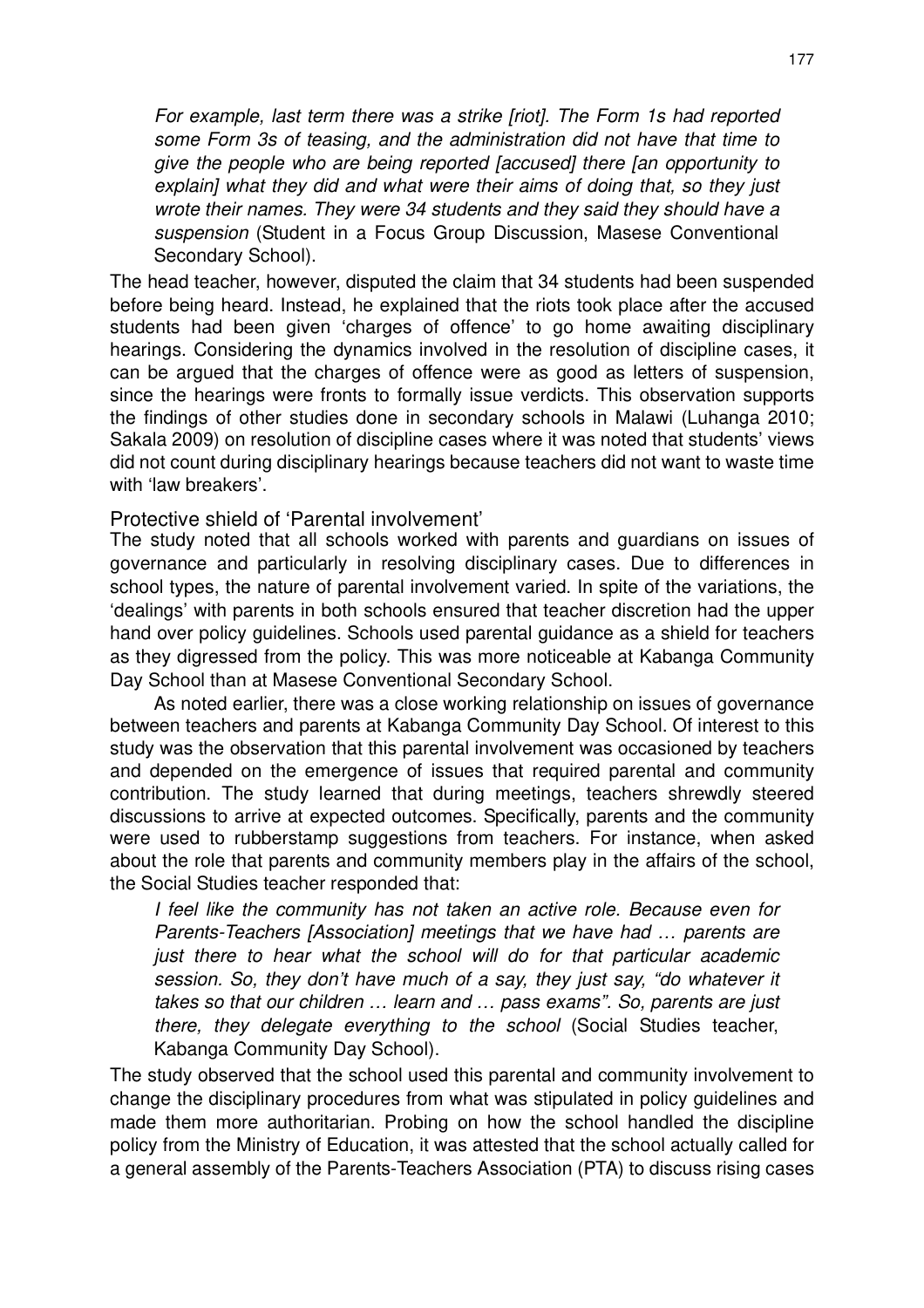*For example, last term there was a strike [riot]. The Form 1s had reported some Form 3s of teasing, and the administration did not have that time to give the people who are being reported [accused] there [an opportunity to explain] what they did and what were their aims of doing that, so they just wrote their names. They were 34 students and they said they should have a suspension* (Student in a Focus Group Discussion, Masese Conventional Secondary School).

The head teacher, however, disputed the claim that 34 students had been suspended before being heard. Instead, he explained that the riots took place after the accused students had been given 'charges of offence' to go home awaiting disciplinary hearings. Considering the dynamics involved in the resolution of discipline cases, it can be argued that the charges of offence were as good as letters of suspension, since the hearings were fronts to formally issue verdicts. This observation supports the findings of other studies done in secondary schools in Malawi (Luhanga 2010; Sakala 2009) on resolution of discipline cases where it was noted that students' views did not count during disciplinary hearings because teachers did not want to waste time with 'law breakers'.

### Protective shield of 'Parental involvement'

The study noted that all schools worked with parents and guardians on issues of governance and particularly in resolving disciplinary cases. Due to differences in school types, the nature of parental involvement varied. In spite of the variations, the 'dealings' with parents in both schools ensured that teacher discretion had the upper hand over policy guidelines. Schools used parental guidance as a shield for teachers as they digressed from the policy. This was more noticeable at Kabanga Community Day School than at Masese Conventional Secondary School.

As noted earlier, there was a close working relationship on issues of governance between teachers and parents at Kabanga Community Day School. Of interest to this study was the observation that this parental involvement was occasioned by teachers and depended on the emergence of issues that required parental and community contribution. The study learned that during meetings, teachers shrewdly steered discussions to arrive at expected outcomes. Specifically, parents and the community were used to rubberstamp suggestions from teachers. For instance, when asked about the role that parents and community members play in the affairs of the school, the Social Studies teacher responded that:

*I feel like the community has not taken an active role. Because even for Parents-Teachers [Association] meetings that we have had … parents are just there to hear what the school will do for that particular academic session. So, they don't have much of a say, they just say, "do whatever it takes so that our children … learn and … pass exams". So, parents are just there, they delegate everything to the school* (Social Studies teacher, Kabanga Community Day School).

The study observed that the school used this parental and community involvement to change the disciplinary procedures from what was stipulated in policy guidelines and made them more authoritarian. Probing on how the school handled the discipline policy from the Ministry of Education, it was attested that the school actually called for a general assembly of the Parents-Teachers Association (PTA) to discuss rising cases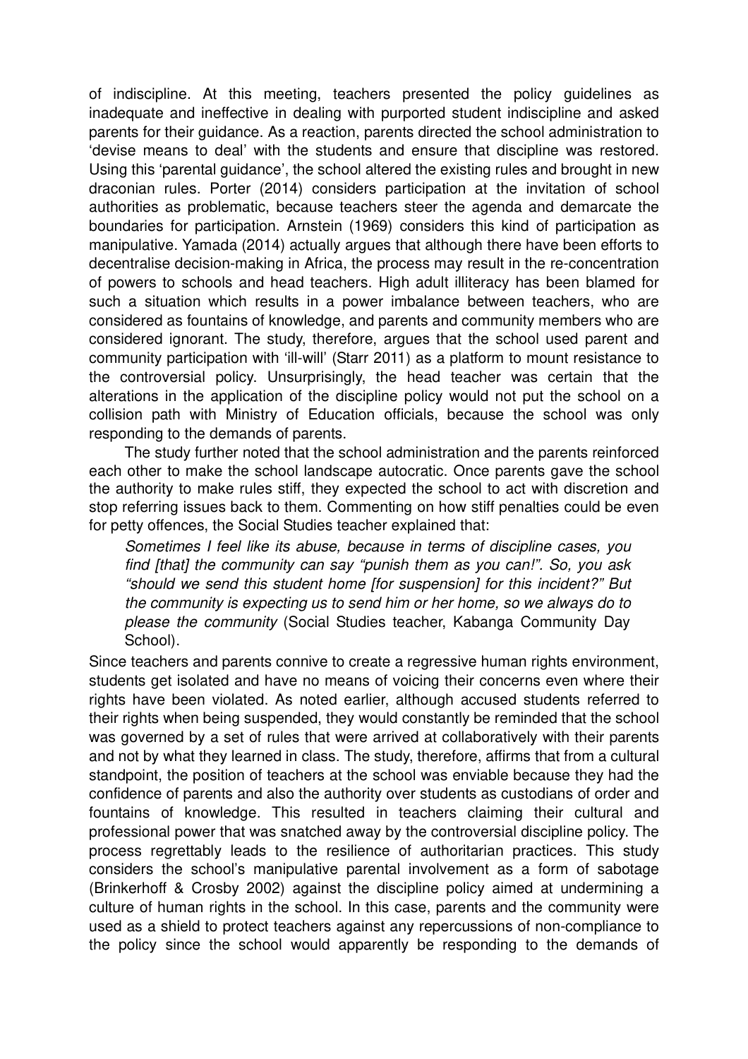of indiscipline. At this meeting, teachers presented the policy guidelines as inadequate and ineffective in dealing with purported student indiscipline and asked parents for their guidance. As a reaction, parents directed the school administration to 'devise means to deal' with the students and ensure that discipline was restored. Using this 'parental guidance', the school altered the existing rules and brought in new draconian rules. Porter (2014) considers participation at the invitation of school authorities as problematic, because teachers steer the agenda and demarcate the boundaries for participation. Arnstein (1969) considers this kind of participation as manipulative. Yamada (2014) actually argues that although there have been efforts to decentralise decision-making in Africa, the process may result in the re-concentration of powers to schools and head teachers. High adult illiteracy has been blamed for such a situation which results in a power imbalance between teachers, who are considered as fountains of knowledge, and parents and community members who are considered ignorant. The study, therefore, argues that the school used parent and community participation with 'ill-will' (Starr 2011) as a platform to mount resistance to the controversial policy. Unsurprisingly, the head teacher was certain that the alterations in the application of the discipline policy would not put the school on a collision path with Ministry of Education officials, because the school was only responding to the demands of parents.

The study further noted that the school administration and the parents reinforced each other to make the school landscape autocratic. Once parents gave the school the authority to make rules stiff, they expected the school to act with discretion and stop referring issues back to them. Commenting on how stiff penalties could be even for petty offences, the Social Studies teacher explained that:

> *Sometimes I feel like its abuse, because in terms of discipline cases, you find [that] the community can say "punish them as you can!". So, you ask "should we send this student home [for suspension] for this incident?" But the community is expecting us to send him or her home, so we always do to please the community* (Social Studies teacher, Kabanga Community Day School).

Since teachers and parents connive to create a regressive human rights environment, students get isolated and have no means of voicing their concerns even where their rights have been violated. As noted earlier, although accused students referred to their rights when being suspended, they would constantly be reminded that the school was governed by a set of rules that were arrived at collaboratively with their parents and not by what they learned in class. The study, therefore, affirms that from a cultural standpoint, the position of teachers at the school was enviable because they had the confidence of parents and also the authority over students as custodians of order and fountains of knowledge. This resulted in teachers claiming their cultural and professional power that was snatched away by the controversial discipline policy. The process regrettably leads to the resilience of authoritarian practices. This study considers the school's manipulative parental involvement as a form of sabotage (Brinkerhoff & Crosby 2002) against the discipline policy aimed at undermining a culture of human rights in the school. In this case, parents and the community were used as a shield to protect teachers against any repercussions of non-compliance to the policy since the school would apparently be responding to the demands of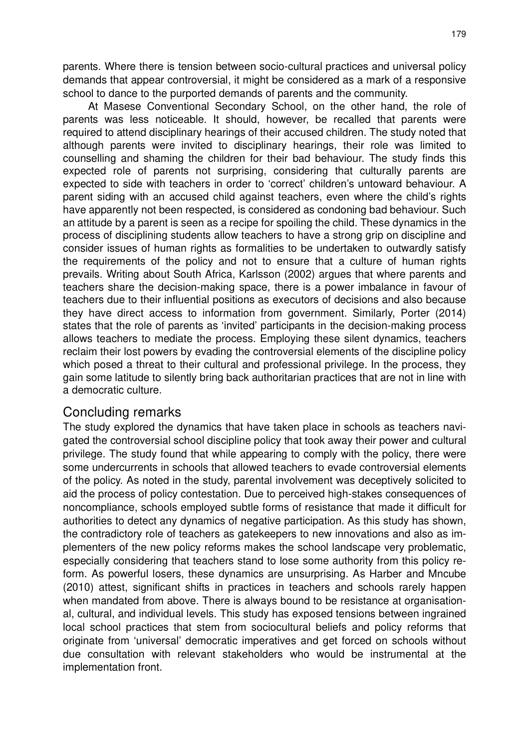parents. Where there is tension between socio-cultural practices and universal policy demands that appear controversial, it might be considered as a mark of a responsive school to dance to the purported demands of parents and the community.

At Masese Conventional Secondary School, on the other hand, the role of parents was less noticeable. It should, however, be recalled that parents were required to attend disciplinary hearings of their accused children. The study noted that although parents were invited to disciplinary hearings, their role was limited to counselling and shaming the children for their bad behaviour. The study finds this expected role of parents not surprising, considering that culturally parents are expected to side with teachers in order to 'correct' children's untoward behaviour. A parent siding with an accused child against teachers, even where the child's rights have apparently not been respected, is considered as condoning bad behaviour. Such an attitude by a parent is seen as a recipe for spoiling the child. These dynamics in the process of disciplining students allow teachers to have a strong grip on discipline and consider issues of human rights as formalities to be undertaken to outwardly satisfy the requirements of the policy and not to ensure that a culture of human rights prevails. Writing about South Africa, Karlsson (2002) argues that where parents and teachers share the decision-making space, there is a power imbalance in favour of teachers due to their influential positions as executors of decisions and also because they have direct access to information from government. Similarly, Porter (2014) states that the role of parents as 'invited' participants in the decision-making process allows teachers to mediate the process. Employing these silent dynamics, teachers reclaim their lost powers by evading the controversial elements of the discipline policy which posed a threat to their cultural and professional privilege. In the process, they gain some latitude to silently bring back authoritarian practices that are not in line with a democratic culture.

## Concluding remarks

The study explored the dynamics that have taken place in schools as teachers navigated the controversial school discipline policy that took away their power and cultural privilege. The study found that while appearing to comply with the policy, there were some undercurrents in schools that allowed teachers to evade controversial elements of the policy. As noted in the study, parental involvement was deceptively solicited to aid the process of policy contestation. Due to perceived high-stakes consequences of noncompliance, schools employed subtle forms of resistance that made it difficult for authorities to detect any dynamics of negative participation. As this study has shown, the contradictory role of teachers as gatekeepers to new innovations and also as implementers of the new policy reforms makes the school landscape very problematic, especially considering that teachers stand to lose some authority from this policy reform. As powerful losers, these dynamics are unsurprising. As Harber and Mncube (2010) attest, significant shifts in practices in teachers and schools rarely happen when mandated from above. There is always bound to be resistance at organisational, cultural, and individual levels. This study has exposed tensions between ingrained local school practices that stem from sociocultural beliefs and policy reforms that originate from 'universal' democratic imperatives and get forced on schools without due consultation with relevant stakeholders who would be instrumental at the implementation front.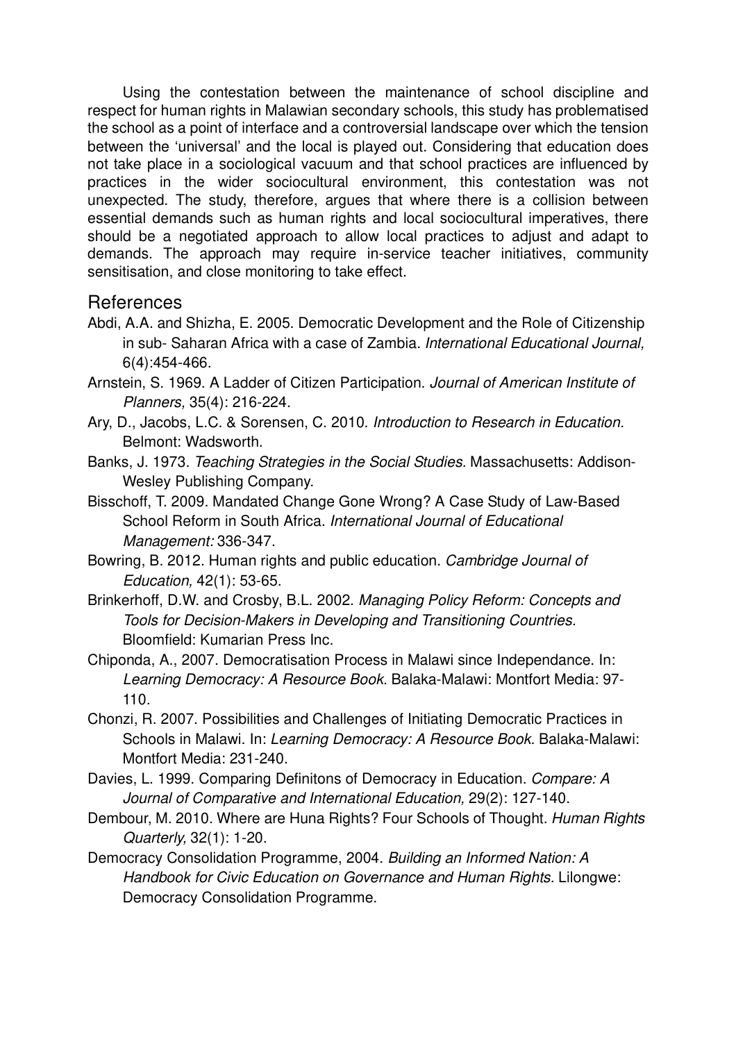Using the contestation between the maintenance of school discipline and respect for human rights in Malawian secondary schools, this study has problematised the school as a point of interface and a controversial landscape over which the tension between the 'universal' and the local is played out. Considering that education does not take place in a sociological vacuum and that school practices are influenced by practices in the wider sociocultural environment, this contestation was not unexpected. The study, therefore, argues that where there is a collision between essential demands such as human rights and local sociocultural imperatives, there should be a negotiated approach to allow local practices to adjust and adapt to demands. The approach may require in-service teacher initiatives, community sensitisation, and close monitoring to take effect.

## References

Abdi, A.A. and Shizha, E. 2005. Democratic Development and the Role of Citizenship in sub- Saharan Africa with a case of Zambia. *International Educational Journal,* 6(4):454-466.

Arnstein, S. 1969. A Ladder of Citizen Participation. *Journal of American Institute of Planners,* 35(4): 216-224.

Ary, D., Jacobs, L.C. & Sorensen, C. 2010. *Introduction to Research in Education.* Belmont: Wadsworth.

Banks, J. 1973. *Teaching Strategies in the Social Studies.* Massachusetts: Addison-Wesley Publishing Company.

Bisschoff, T. 2009. Mandated Change Gone Wrong? A Case Study of Law-Based School Reform in South Africa. *International Journal of Educational Management:* 336-347.

Bowring, B. 2012. Human rights and public education. *Cambridge Journal of Education,* 42(1): 53-65.

Brinkerhoff, D.W. and Crosby, B.L. 2002. *Managing Policy Reform: Concepts and Tools for Decision-Makers in Developing and Transitioning Countries.* Bloomfield: Kumarian Press Inc.

Chiponda, A., 2007. Democratisation Process in Malawi since Independance. In: *Learning Democracy: A Resource Book.* Balaka-Malawi: Montfort Media: 97-110.

Chonzi, R. 2007. Possibilities and Challenges of Initiating Democratic Practices in Schools in Malawi. In: *Learning Democracy: A Resource Book.* Balaka-Malawi: Montfort Media: 231-240.

Davies, L. 1999. Comparing Definitons of Democracy in Education. *Compare: A Journal of Comparative and International Education,* 29(2): 127-140.

Dembour, M. 2010. Where are Huna Rights? Four Schools of Thought. *Human Rights Quarterly,* 32(1): 1-20.

Democracy Consolidation Programme, 2004. *Building an Informed Nation: A Handbook for Civic Education on Governance and Human Rights.* Lilongwe: Democracy Consolidation Programme.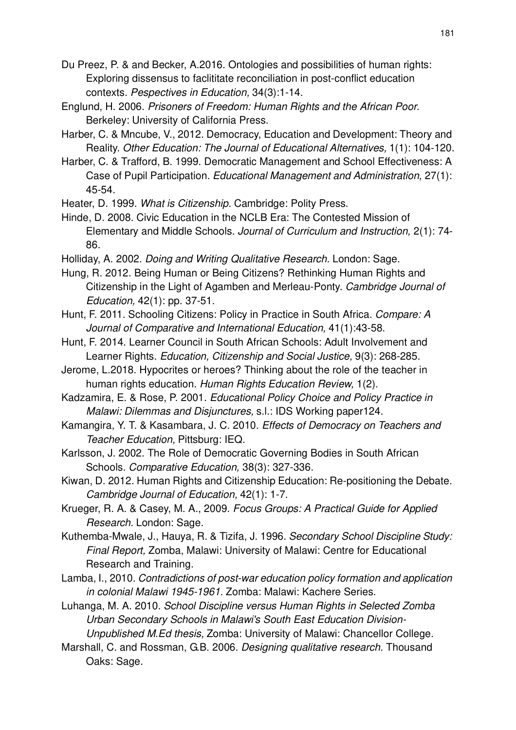Du Preez, P. & and Becker, A.2016. Ontologies and possibilities of human rights: Exploring dissensus to faclititate reconciliation in post-conflict education contexts. *Pespectives in Education,* 34(3):1-14.

Englund, H. 2006. *Prisoners of Freedom: Human Rights and the African Poor.* Berkeley: University of California Press.

Harber, C. & Mncube, V., 2012. Democracy, Education and Development: Theory and Reality. *Other Education: The Journal of Educational Alternatives,* 1(1): 104-120.

Harber, C. & Trafford, B. 1999. Democratic Management and School Effectiveness: A Case of Pupil Participation. *Educational Management and Administration,* 27(1): 45-54.

Heater, D. 1999. *What is Citizenship.* Cambridge: Polity Press.

Hinde, D. 2008. Civic Education in the NCLB Era: The Contested Mission of Elementary and Middle Schools. *Journal of Curriculum and Instruction,* 2(1): 74-86.

Holliday, A. 2002. *Doing and Writing Qualitative Research.* London: Sage.

Hung, R. 2012. Being Human or Being Citizens? Rethinking Human Rights and Citizenship in the Light of Agamben and Merleau-Ponty. *Cambridge Journal of Education,* 42(1): pp. 37-51.

Hunt, F. 2011. Schooling Citizens: Policy in Practice in South Africa. *Compare: A Journal of Comparative and International Education,* 41(1):43-58.

Hunt, F. 2014. Learner Council in South African Schools: Adult Involvement and Learner Rights. *Education, Citizenship and Social Justice,* 9(3): 268-285.

Jerome, L.2018. Hypocrites or heroes? Thinking about the role of the teacher in human rights education. *Human Rights Education Review,* 1(2).

Kadzamira, E. & Rose, P. 2001. *Educational Policy Choice and Policy Practice in Malawi: Dilemmas and Disjunctures*, s.l.: IDS Working paper124.

Kamangira, Y. T. & Kasambara, J. C. 2010. *Effects of Democracy on Teachers and Teacher Education,* Pittsburg: IEQ.

Karlsson, J. 2002. The Role of Democratic Governing Bodies in South African Schools. *Comparative Education,* 38(3): 327-336.

Kiwan, D. 2012. Human Rights and Citizenship Education: Re-positioning the Debate. *Cambridge Journal of Education,* 42(1): 1-7.

Krueger, R. A. & Casey, M. A., 2009. *Focus Groups: A Practical Guide for Applied Research.* London: Sage.

Kuthemba-Mwale, J., Hauya, R. & Tizifa, J. 1996. *Secondary School Discipline Study: Final Report,* Zomba, Malawi: University of Malawi: Centre for Educational Research and Training.

Lamba, I., 2010. *Contradictions of post-war education policy formation and application in colonial Malawi 1945-1961.* Zomba: Malawi: Kachere Series.

Luhanga, M. A. 2010. *School Discipline versus Human Rights in Selected Zomba Urban Secondary Schools in Malawi's South East Education Division-Unpublished M.Ed thesis,* Zomba: University of Malawi: Chancellor College.

Marshall, C. and Rossman, G.B. 2006. *Designing qualitative research.* Thousand Oaks: Sage.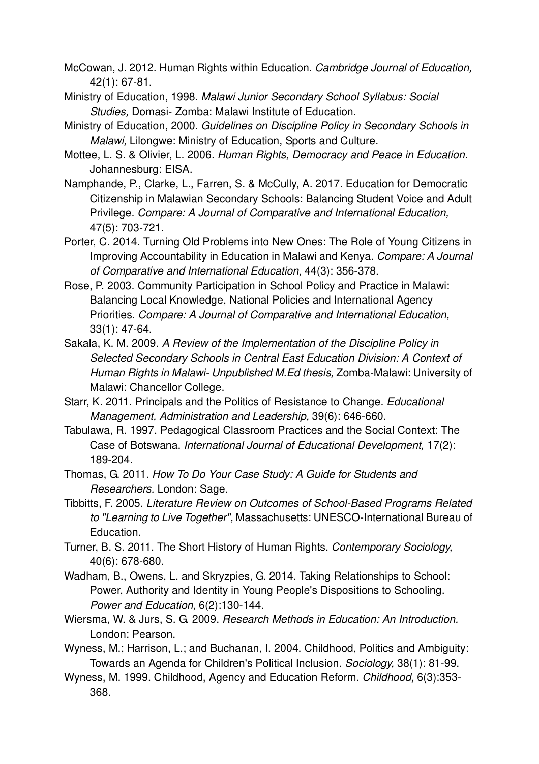McCowan, J. 2012. Human Rights within Education. *Cambridge Journal of Education,* 42(1): 67-81.

Ministry of Education, 1998. *Malawi Junior Secondary School Syllabus: Social Studies,* Domasi- Zomba: Malawi Institute of Education.

Ministry of Education, 2000. *Guidelines on Discipline Policy in Secondary Schools in Malawi,* Lilongwe: Ministry of Education, Sports and Culture.

Mottee, L. S. & Olivier, L. 2006. *Human Rights, Democracy and Peace in Education.* Johannesburg: EISA.

Namphande, P., Clarke, L., Farren, S. & McCully, A. 2017. Education for Democratic Citizenship in Malawian Secondary Schools: Balancing Student Voice and Adult Privilege. *Compare: A Journal of Comparative and International Education,* 47(5): 703-721.

Porter, C. 2014. Turning Old Problems into New Ones: The Role of Young Citizens in Improving Accountability in Education in Malawi and Kenya. *Compare: A Journal of Comparative and International Education,* 44(3): 356-378.

Rose, P. 2003. Community Participation in School Policy and Practice in Malawi: Balancing Local Knowledge, National Policies and International Agency Priorities. *Compare: A Journal of Comparative and International Education,* 33(1): 47-64.

Sakala, K. M. 2009. *A Review of the Implementation of the Discipline Policy in Selected Secondary Schools in Central East Education Division: A Context of Human Rights in Malawi- Unpublished M.Ed thesis,* Zomba-Malawi: University of Malawi: Chancellor College.

Starr, K. 2011. Principals and the Politics of Resistance to Change. *Educational Management, Administration and Leadership,* 39(6): 646-660.

Tabulawa, R. 1997. Pedagogical Classroom Practices and the Social Context: The Case of Botswana. *International Journal of Educational Development,* 17(2): 189-204.

Thomas, G. 2011. *How To Do Your Case Study: A Guide for Students and Researchers.* London: Sage.

Tibbitts, F. 2005. *Literature Review on Outcomes of School-Based Programs Related to "Learning to Live Together",* Massachusetts: UNESCO-International Bureau of Education.

Turner, B. S. 2011. The Short History of Human Rights. *Contemporary Sociology,* 40(6): 678-680.

Wadham, B., Owens, L. and Skryzpies, G. 2014. Taking Relationships to School: Power, Authority and Identity in Young People's Dispositions to Schooling. *Power and Education,* 6(2):130-144.

Wiersma, W. & Jurs, S. G. 2009. *Research Methods in Education: An Introduction.* London: Pearson.

Wyness, M.; Harrison, L.; and Buchanan, I. 2004. Childhood, Politics and Ambiguity: Towards an Agenda for Children's Political Inclusion. *Sociology,* 38(1): 81-99.

Wyness, M. 1999. Childhood, Agency and Education Reform. *Childhood,* 6(3):353-368.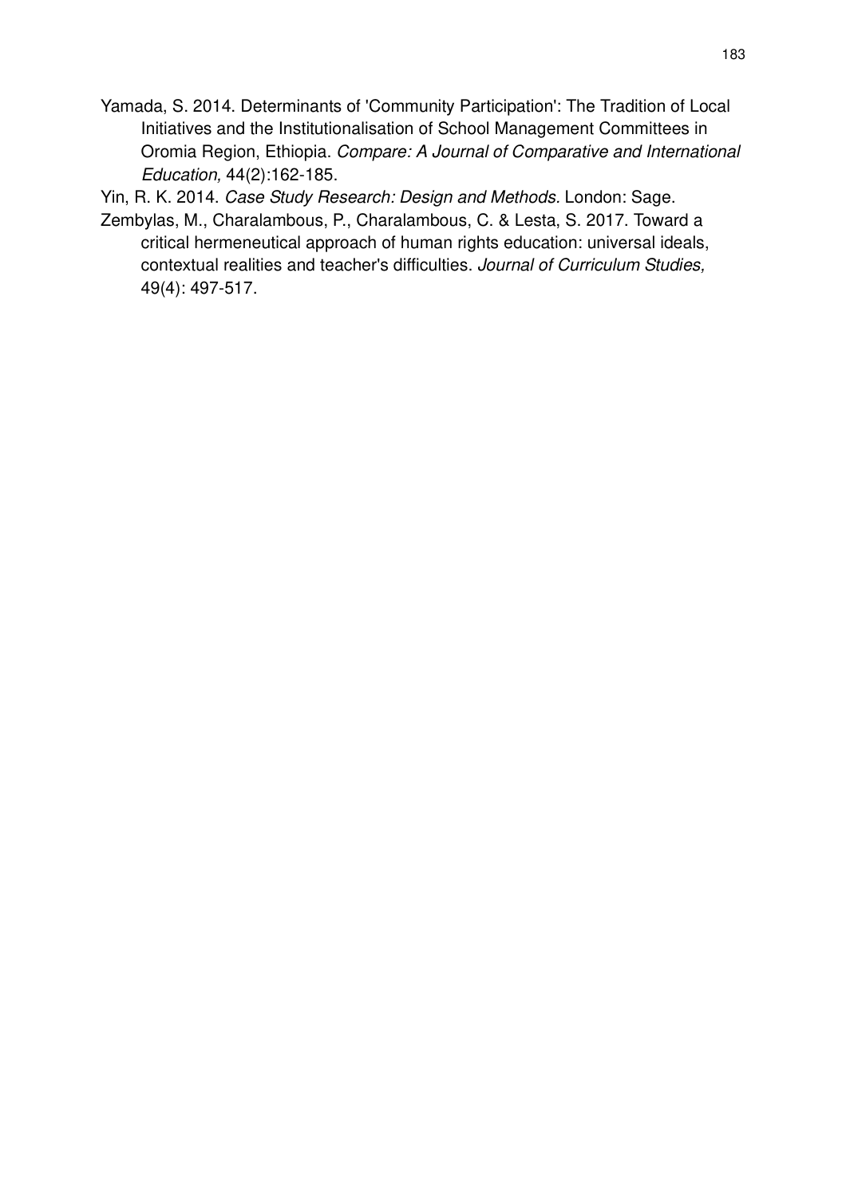Yamada, S. 2014. Determinants of 'Community Participation': The Tradition of Local Initiatives and the Institutionalisation of School Management Committees in Oromia Region, Ethiopia. *Compare: A Journal of Comparative and International Education,* 44(2):162-185.

Yin, R. K. 2014. *Case Study Research: Design and Methods.* London: Sage.

Zembylas, M., Charalambous, P., Charalambous, C. & Lesta, S. 2017. Toward a critical hermeneutical approach of human rights education: universal ideals, contextual realities and teacher's difficulties. *Journal of Curriculum Studies,* 49(4): 497-517.